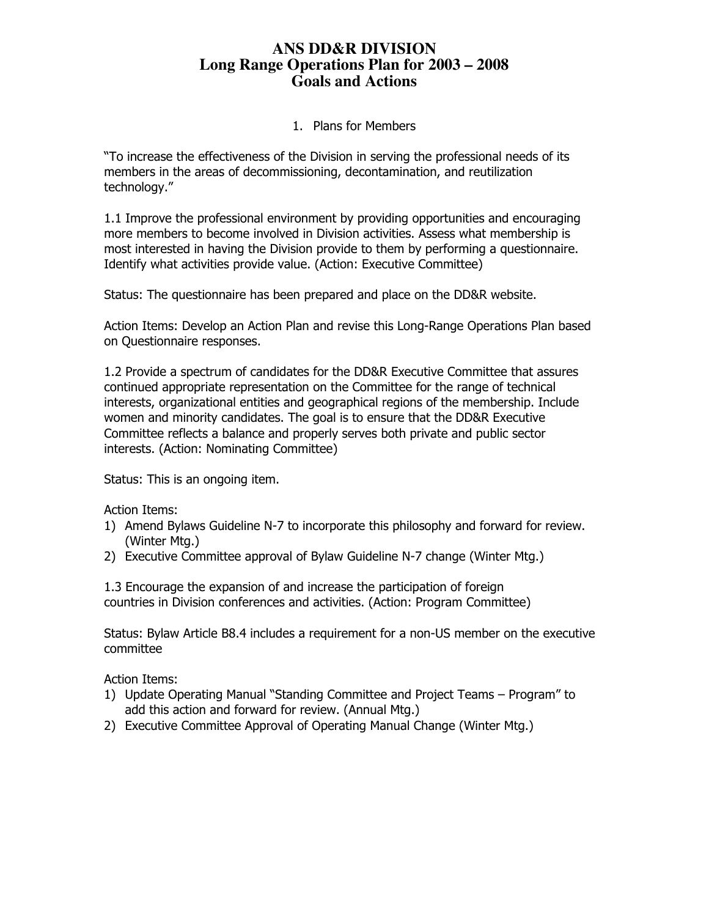# ANS DD&R DIVISION
# Long Range Operations Plan for 2003 – 2008
# Goals and Actions

## 1. Plans for Members

"To increase the effectiveness of the Division in serving the professional needs of its members in the areas of decommissioning, decontamination, and reutilization technology."

1.1 Improve the professional environment by providing opportunities and encouraging more members to become involved in Division activities. Assess what membership is most interested in having the Division provide to them by performing a questionnaire. Identify what activities provide value. (Action: Executive Committee)

Status: The questionnaire has been prepared and place on the DD&R website.

Action Items: Develop an Action Plan and revise this Long-Range Operations Plan based on Questionnaire responses.

1.2 Provide a spectrum of candidates for the DD&R Executive Committee that assures continued appropriate representation on the Committee for the range of technical interests, organizational entities and geographical regions of the membership. Include women and minority candidates. The goal is to ensure that the DD&R Executive Committee reflects a balance and properly serves both private and public sector interests. (Action: Nominating Committee)

Status: This is an ongoing item.

Action Items:

1) Amend Bylaws Guideline N-7 to incorporate this philosophy and forward for review. (Winter Mtg.)
2) Executive Committee approval of Bylaw Guideline N-7 change (Winter Mtg.)

1.3 Encourage the expansion of and increase the participation of foreign countries in Division conferences and activities. (Action: Program Committee)

Status: Bylaw Article B8.4 includes a requirement for a non-US member on the executive committee

Action Items:

1) Update Operating Manual "Standing Committee and Project Teams – Program" to add this action and forward for review. (Annual Mtg.)
2) Executive Committee Approval of Operating Manual Change (Winter Mtg.)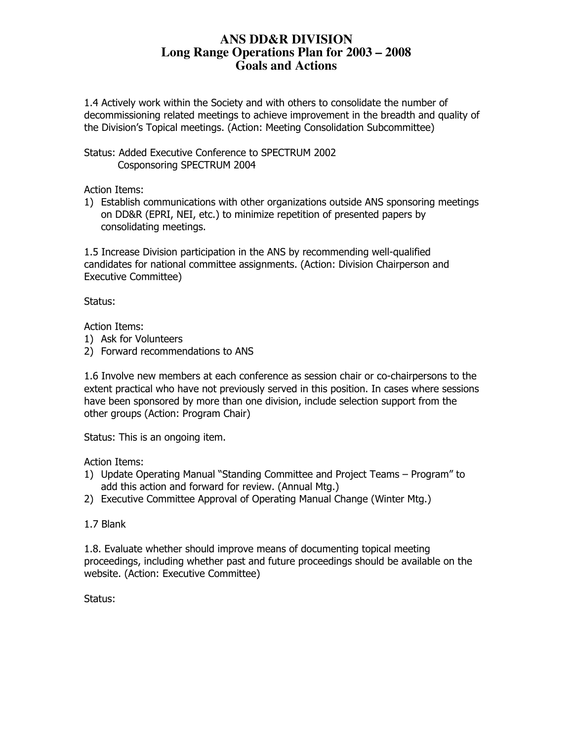# ANS DD&R DIVISION
# Long Range Operations Plan for 2003 – 2008
# Goals and Actions

1.4 Actively work within the Society and with others to consolidate the number of decommissioning related meetings to achieve improvement in the breadth and quality of the Division's Topical meetings. (Action: Meeting Consolidation Subcommittee)

Status: Added Executive Conference to SPECTRUM 2002
Cosponsoring SPECTRUM 2004

Action Items:

1) Establish communications with other organizations outside ANS sponsoring meetings on DD&R (EPRI, NEI, etc.) to minimize repetition of presented papers by consolidating meetings.

1.5 Increase Division participation in the ANS by recommending well-qualified candidates for national committee assignments. (Action: Division Chairperson and Executive Committee)

Status:

Action Items:

1) Ask for Volunteers
2) Forward recommendations to ANS

1.6 Involve new members at each conference as session chair or co-chairpersons to the extent practical who have not previously served in this position. In cases where sessions have been sponsored by more than one division, include selection support from the other groups (Action: Program Chair)

Status: This is an ongoing item.

Action Items:

1) Update Operating Manual "Standing Committee and Project Teams – Program" to add this action and forward for review. (Annual Mtg.)
2) Executive Committee Approval of Operating Manual Change (Winter Mtg.)

1.7 Blank

1.8. Evaluate whether should improve means of documenting topical meeting proceedings, including whether past and future proceedings should be available on the website. (Action: Executive Committee)

Status: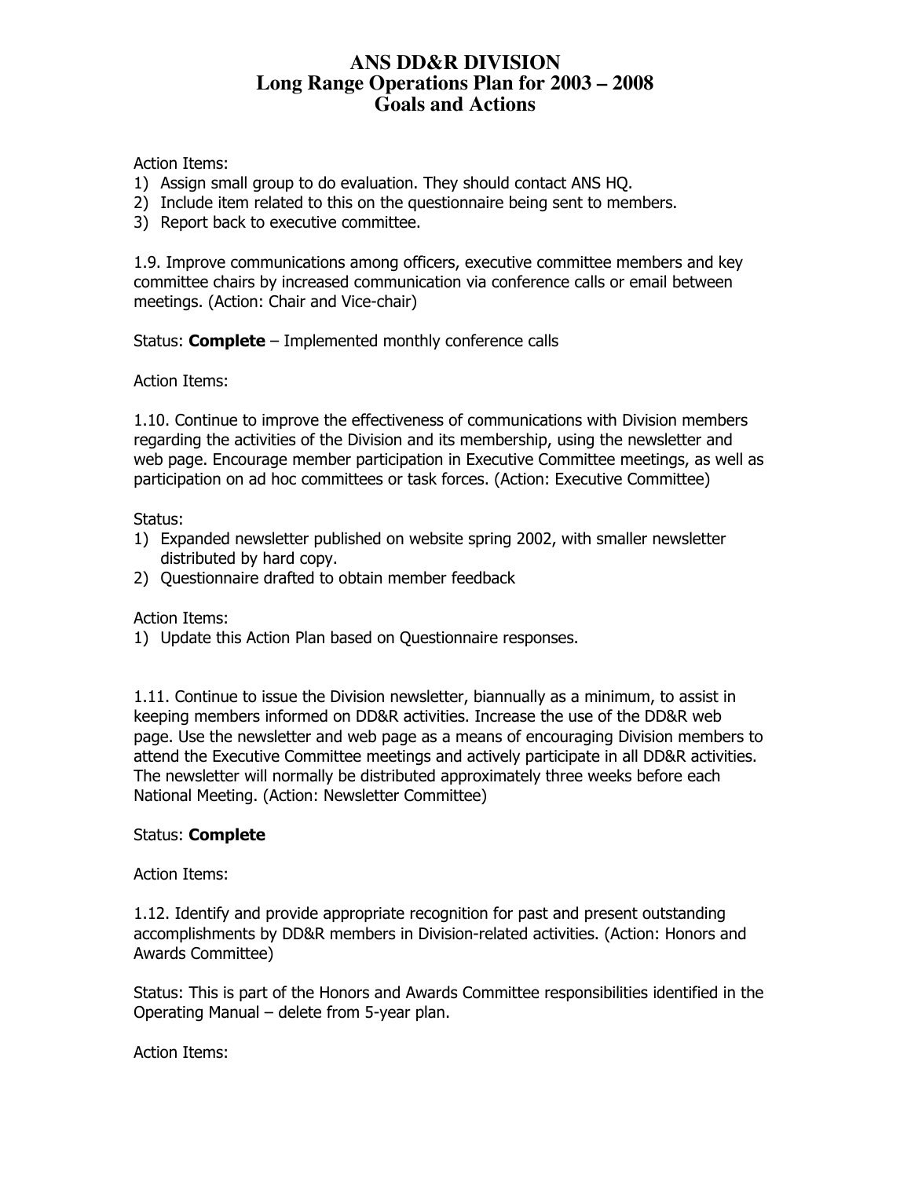# ANS DD&R DIVISION
# Long Range Operations Plan for 2003 – 2008
# Goals and Actions

Action Items:
1) Assign small group to do evaluation. They should contact ANS HQ.
2) Include item related to this on the questionnaire being sent to members.
3) Report back to executive committee.

1.9. Improve communications among officers, executive committee members and key committee chairs by increased communication via conference calls or email between meetings. (Action: Chair and Vice-chair)

Status: **Complete** – Implemented monthly conference calls

Action Items:

1.10. Continue to improve the effectiveness of communications with Division members regarding the activities of the Division and its membership, using the newsletter and web page. Encourage member participation in Executive Committee meetings, as well as participation on ad hoc committees or task forces. (Action: Executive Committee)

Status:
1) Expanded newsletter published on website spring 2002, with smaller newsletter distributed by hard copy.
2) Questionnaire drafted to obtain member feedback

Action Items:
1) Update this Action Plan based on Questionnaire responses.

1.11. Continue to issue the Division newsletter, biannually as a minimum, to assist in keeping members informed on DD&R activities. Increase the use of the DD&R web page. Use the newsletter and web page as a means of encouraging Division members to attend the Executive Committee meetings and actively participate in all DD&R activities. The newsletter will normally be distributed approximately three weeks before each National Meeting. (Action: Newsletter Committee)

Status: **Complete**

Action Items:

1.12. Identify and provide appropriate recognition for past and present outstanding accomplishments by DD&R members in Division-related activities. (Action: Honors and Awards Committee)

Status: This is part of the Honors and Awards Committee responsibilities identified in the Operating Manual – delete from 5-year plan.

Action Items: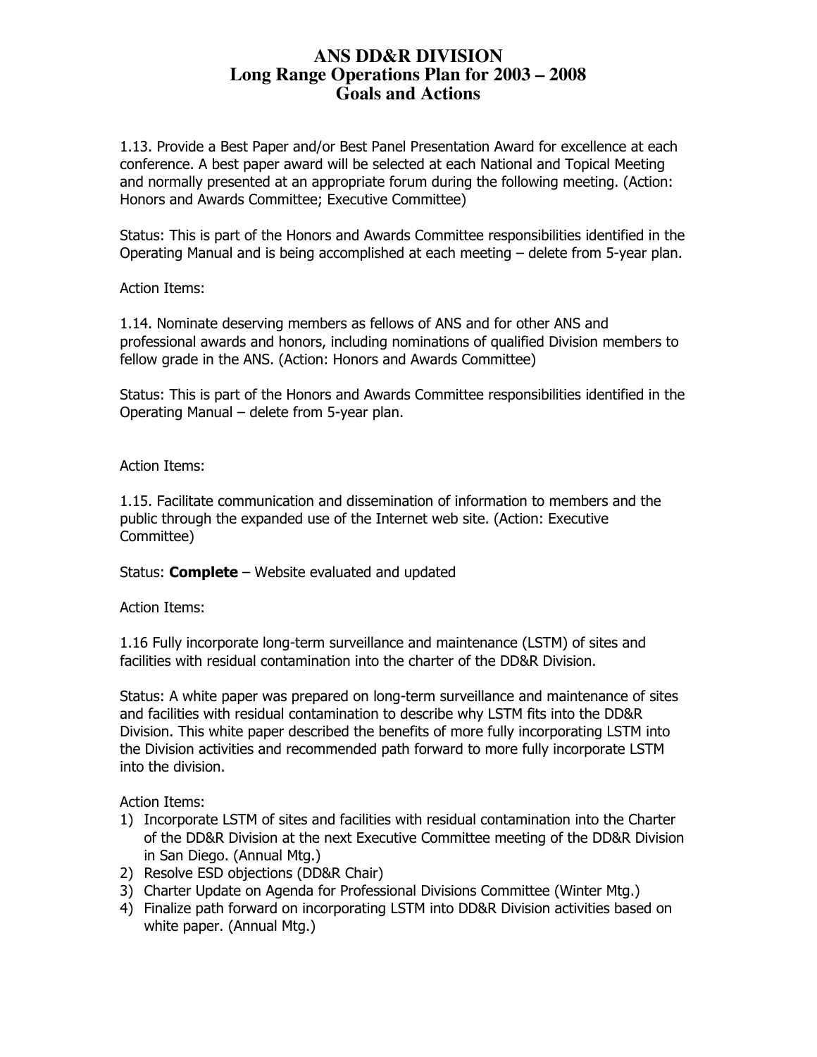# ANS DD&R DIVISION
## Long Range Operations Plan for 2003 – 2008
## Goals and Actions

1.13. Provide a Best Paper and/or Best Panel Presentation Award for excellence at each conference. A best paper award will be selected at each National and Topical Meeting and normally presented at an appropriate forum during the following meeting. (Action: Honors and Awards Committee; Executive Committee)

Status: This is part of the Honors and Awards Committee responsibilities identified in the Operating Manual and is being accomplished at each meeting – delete from 5-year plan.

Action Items:

1.14. Nominate deserving members as fellows of ANS and for other ANS and professional awards and honors, including nominations of qualified Division members to fellow grade in the ANS. (Action: Honors and Awards Committee)

Status: This is part of the Honors and Awards Committee responsibilities identified in the Operating Manual – delete from 5-year plan.

Action Items:

1.15. Facilitate communication and dissemination of information to members and the public through the expanded use of the Internet web site. (Action: Executive Committee)

Status: **Complete** – Website evaluated and updated

Action Items:

1.16 Fully incorporate long-term surveillance and maintenance (LSTM) of sites and facilities with residual contamination into the charter of the DD&R Division.

Status: A white paper was prepared on long-term surveillance and maintenance of sites and facilities with residual contamination to describe why LSTM fits into the DD&R Division. This white paper described the benefits of more fully incorporating LSTM into the Division activities and recommended path forward to more fully incorporate LSTM into the division.

Action Items:

1) Incorporate LSTM of sites and facilities with residual contamination into the Charter of the DD&R Division at the next Executive Committee meeting of the DD&R Division in San Diego. (Annual Mtg.)
2) Resolve ESD objections (DD&R Chair)
3) Charter Update on Agenda for Professional Divisions Committee (Winter Mtg.)
4) Finalize path forward on incorporating LSTM into DD&R Division activities based on white paper. (Annual Mtg.)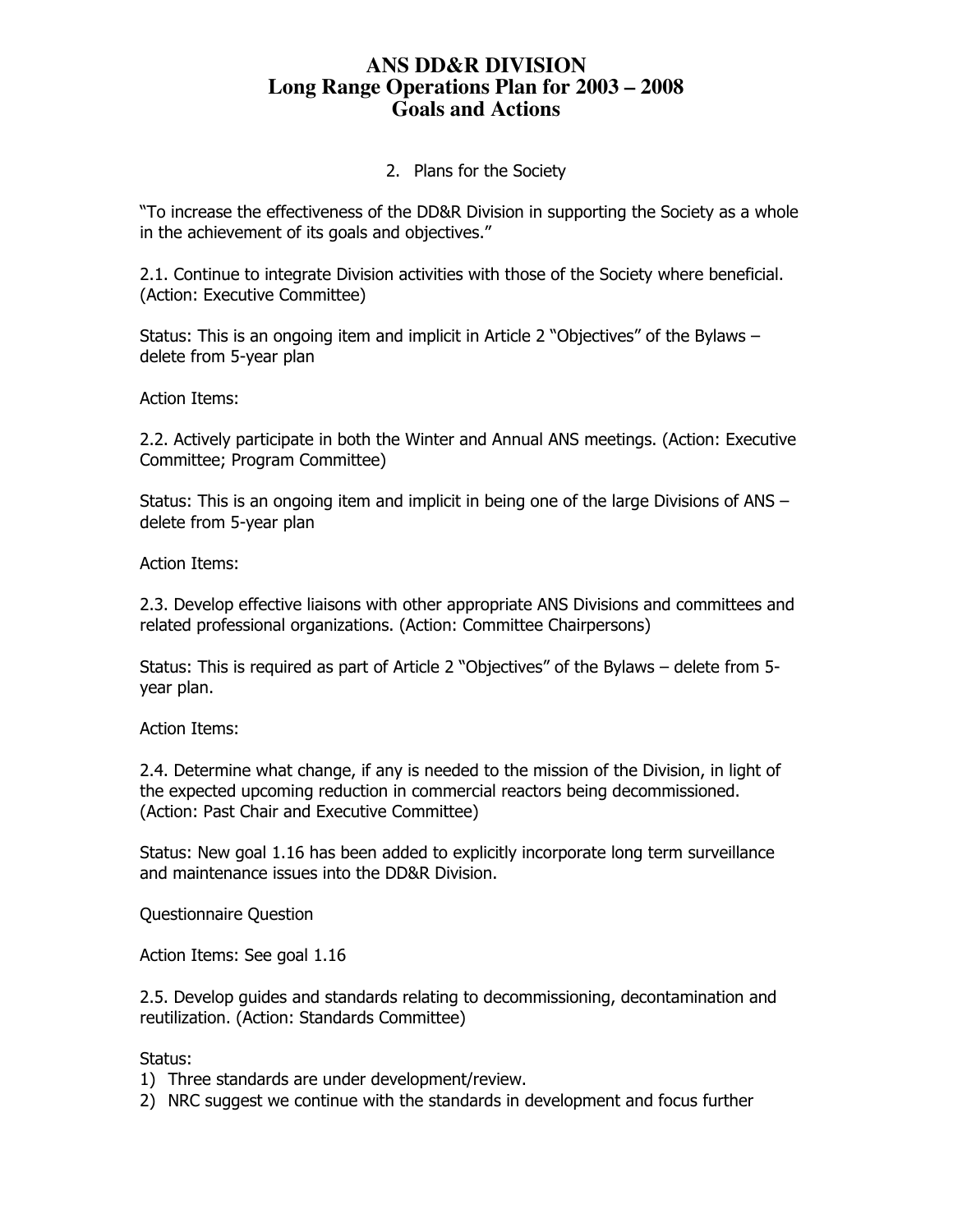# ANS DD&R DIVISION
# Long Range Operations Plan for 2003 – 2008
# Goals and Actions

2. Plans for the Society

"To increase the effectiveness of the DD&R Division in supporting the Society as a whole in the achievement of its goals and objectives."

2.1. Continue to integrate Division activities with those of the Society where beneficial. (Action: Executive Committee)

Status: This is an ongoing item and implicit in Article 2 "Objectives" of the Bylaws – delete from 5-year plan

Action Items:

2.2. Actively participate in both the Winter and Annual ANS meetings. (Action: Executive Committee; Program Committee)

Status: This is an ongoing item and implicit in being one of the large Divisions of ANS – delete from 5-year plan

Action Items:

2.3. Develop effective liaisons with other appropriate ANS Divisions and committees and related professional organizations. (Action: Committee Chairpersons)

Status: This is required as part of Article 2 "Objectives" of the Bylaws – delete from 5-year plan.

Action Items:

2.4. Determine what change, if any is needed to the mission of the Division, in light of the expected upcoming reduction in commercial reactors being decommissioned. (Action: Past Chair and Executive Committee)

Status: New goal 1.16 has been added to explicitly incorporate long term surveillance and maintenance issues into the DD&R Division.

Questionnaire Question

Action Items: See goal 1.16

2.5. Develop guides and standards relating to decommissioning, decontamination and reutilization. (Action: Standards Committee)

Status:

1) Three standards are under development/review.
2) NRC suggest we continue with the standards in development and focus further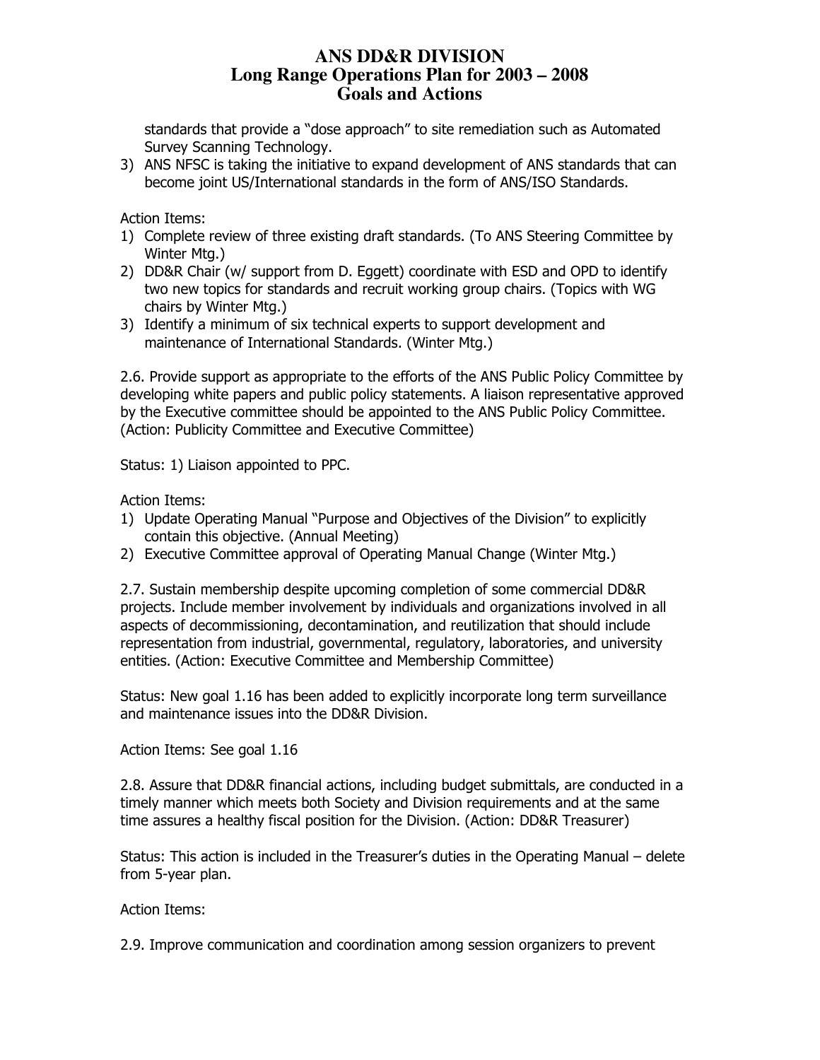standards that provide a "dose approach" to site remediation such as Automated Survey Scanning Technology.

3) ANS NFSC is taking the initiative to expand development of ANS standards that can become joint US/International standards in the form of ANS/ISO Standards.

Action Items:

1) Complete review of three existing draft standards. (To ANS Steering Committee by Winter Mtg.)
2) DD&R Chair (w/ support from D. Eggett) coordinate with ESD and OPD to identify two new topics for standards and recruit working group chairs. (Topics with WG chairs by Winter Mtg.)
3) Identify a minimum of six technical experts to support development and maintenance of International Standards. (Winter Mtg.)

2.6. Provide support as appropriate to the efforts of the ANS Public Policy Committee by developing white papers and public policy statements. A liaison representative approved by the Executive committee should be appointed to the ANS Public Policy Committee. (Action: Publicity Committee and Executive Committee)

Status: 1) Liaison appointed to PPC.

Action Items:

1) Update Operating Manual "Purpose and Objectives of the Division" to explicitly contain this objective. (Annual Meeting)
2) Executive Committee approval of Operating Manual Change (Winter Mtg.)

2.7. Sustain membership despite upcoming completion of some commercial DD&R projects. Include member involvement by individuals and organizations involved in all aspects of decommissioning, decontamination, and reutilization that should include representation from industrial, governmental, regulatory, laboratories, and university entities. (Action: Executive Committee and Membership Committee)

Status: New goal 1.16 has been added to explicitly incorporate long term surveillance and maintenance issues into the DD&R Division.

Action Items: See goal 1.16

2.8. Assure that DD&R financial actions, including budget submittals, are conducted in a timely manner which meets both Society and Division requirements and at the same time assures a healthy fiscal position for the Division. (Action: DD&R Treasurer)

Status: This action is included in the Treasurer's duties in the Operating Manual – delete from 5-year plan.

Action Items:

2.9. Improve communication and coordination among session organizers to prevent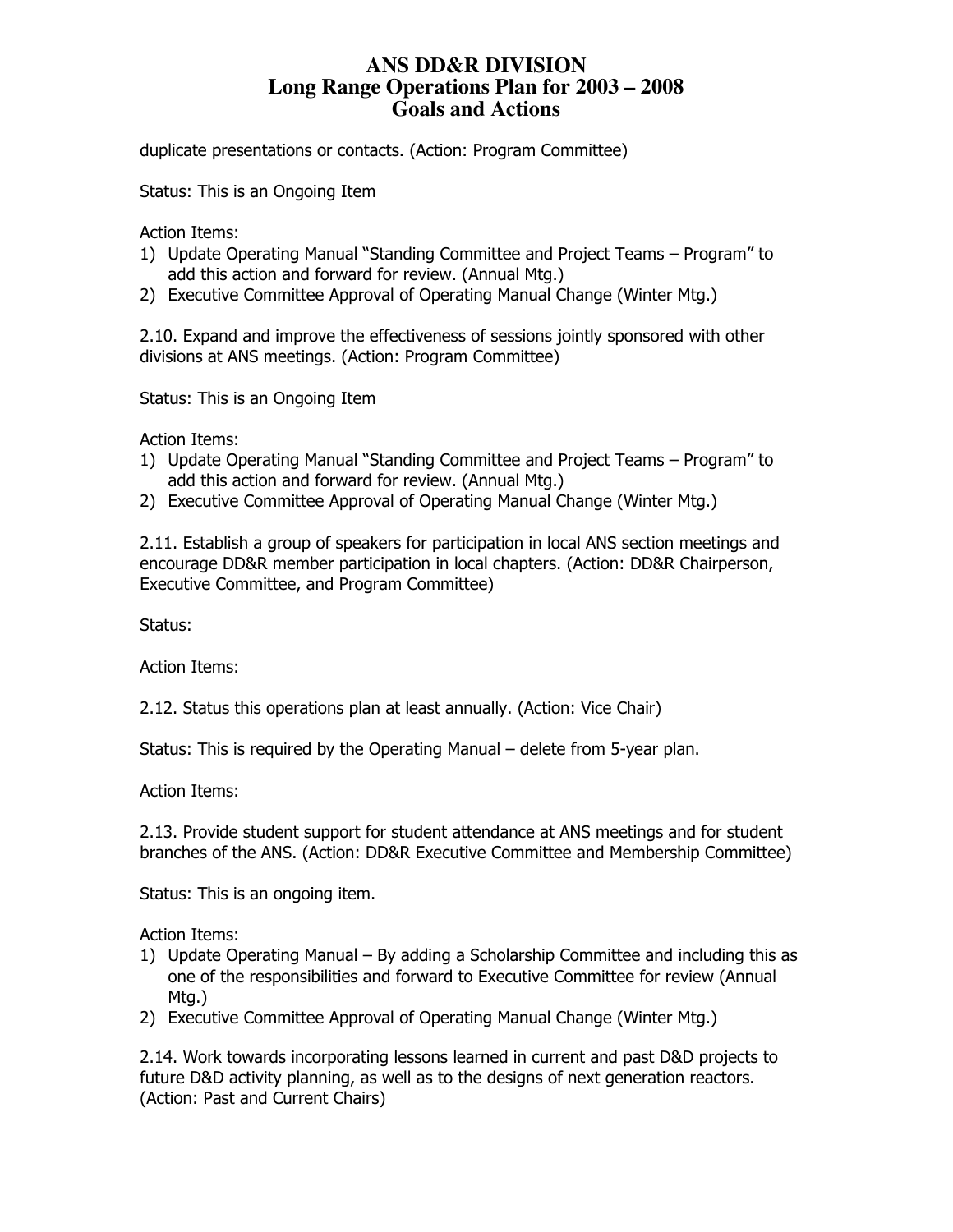duplicate presentations or contacts. (Action: Program Committee)

Status: This is an Ongoing Item

Action Items:

1) Update Operating Manual "Standing Committee and Project Teams – Program" to add this action and forward for review. (Annual Mtg.)
2) Executive Committee Approval of Operating Manual Change (Winter Mtg.)

2.10. Expand and improve the effectiveness of sessions jointly sponsored with other divisions at ANS meetings. (Action: Program Committee)

Status: This is an Ongoing Item

Action Items:

1) Update Operating Manual "Standing Committee and Project Teams – Program" to add this action and forward for review. (Annual Mtg.)
2) Executive Committee Approval of Operating Manual Change (Winter Mtg.)

2.11. Establish a group of speakers for participation in local ANS section meetings and encourage DD&R member participation in local chapters. (Action: DD&R Chairperson, Executive Committee, and Program Committee)

Status:

Action Items:

2.12. Status this operations plan at least annually. (Action: Vice Chair)

Status: This is required by the Operating Manual – delete from 5-year plan.

Action Items:

2.13. Provide student support for student attendance at ANS meetings and for student branches of the ANS. (Action: DD&R Executive Committee and Membership Committee)

Status: This is an ongoing item.

Action Items:

1) Update Operating Manual – By adding a Scholarship Committee and including this as one of the responsibilities and forward to Executive Committee for review (Annual Mtg.)
2) Executive Committee Approval of Operating Manual Change (Winter Mtg.)

2.14. Work towards incorporating lessons learned in current and past D&D projects to future D&D activity planning, as well as to the designs of next generation reactors. (Action: Past and Current Chairs)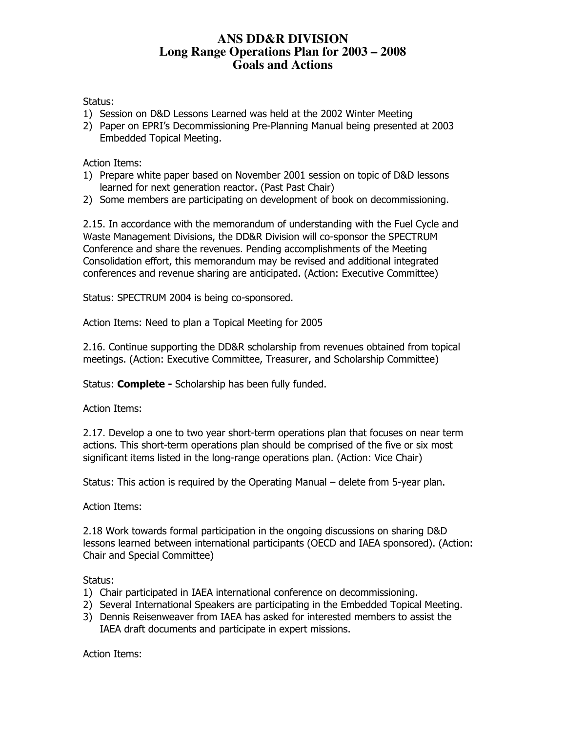# ANS DD&R DIVISION
## Long Range Operations Plan for 2003 – 2008
## Goals and Actions

Status:
1) Session on D&D Lessons Learned was held at the 2002 Winter Meeting
2) Paper on EPRI's Decommissioning Pre-Planning Manual being presented at 2003 Embedded Topical Meeting.

Action Items:
1) Prepare white paper based on November 2001 session on topic of D&D lessons learned for next generation reactor. (Past Past Chair)
2) Some members are participating on development of book on decommissioning.

2.15. In accordance with the memorandum of understanding with the Fuel Cycle and Waste Management Divisions, the DD&R Division will co-sponsor the SPECTRUM Conference and share the revenues. Pending accomplishments of the Meeting Consolidation effort, this memorandum may be revised and additional integrated conferences and revenue sharing are anticipated. (Action: Executive Committee)

Status: SPECTRUM 2004 is being co-sponsored.

Action Items: Need to plan a Topical Meeting for 2005

2.16. Continue supporting the DD&R scholarship from revenues obtained from topical meetings. (Action: Executive Committee, Treasurer, and Scholarship Committee)

Status: **Complete -** Scholarship has been fully funded.

Action Items:

2.17. Develop a one to two year short-term operations plan that focuses on near term actions. This short-term operations plan should be comprised of the five or six most significant items listed in the long-range operations plan. (Action: Vice Chair)

Status: This action is required by the Operating Manual – delete from 5-year plan.

Action Items:

2.18 Work towards formal participation in the ongoing discussions on sharing D&D lessons learned between international participants (OECD and IAEA sponsored). (Action: Chair and Special Committee)

Status:
1) Chair participated in IAEA international conference on decommissioning.
2) Several International Speakers are participating in the Embedded Topical Meeting.
3) Dennis Reisenweaver from IAEA has asked for interested members to assist the IAEA draft documents and participate in expert missions.

Action Items: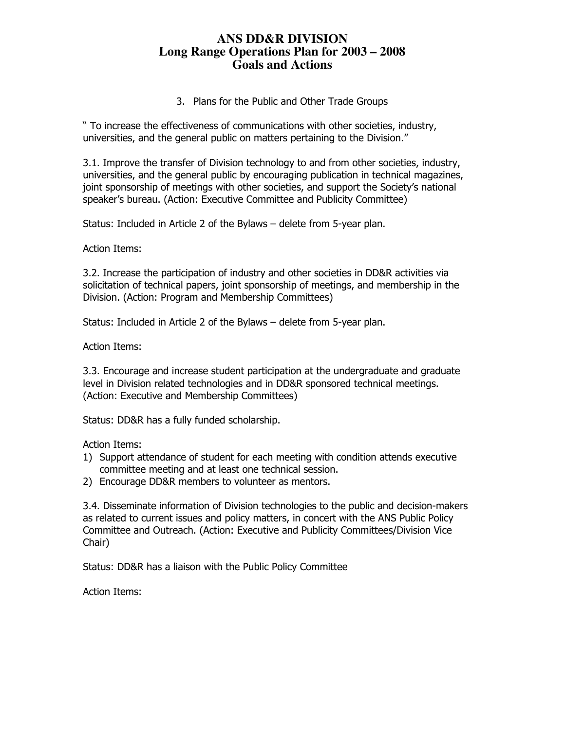# ANS DD&R DIVISION
# Long Range Operations Plan for 2003 – 2008
# Goals and Actions

3. Plans for the Public and Other Trade Groups

" To increase the effectiveness of communications with other societies, industry, universities, and the general public on matters pertaining to the Division."

3.1. Improve the transfer of Division technology to and from other societies, industry, universities, and the general public by encouraging publication in technical magazines, joint sponsorship of meetings with other societies, and support the Society's national speaker's bureau. (Action: Executive Committee and Publicity Committee)

Status: Included in Article 2 of the Bylaws – delete from 5-year plan.

Action Items:

3.2. Increase the participation of industry and other societies in DD&R activities via solicitation of technical papers, joint sponsorship of meetings, and membership in the Division. (Action: Program and Membership Committees)

Status: Included in Article 2 of the Bylaws – delete from 5-year plan.

Action Items:

3.3. Encourage and increase student participation at the undergraduate and graduate level in Division related technologies and in DD&R sponsored technical meetings. (Action: Executive and Membership Committees)

Status: DD&R has a fully funded scholarship.

Action Items:

1) Support attendance of student for each meeting with condition attends executive committee meeting and at least one technical session.
2) Encourage DD&R members to volunteer as mentors.

3.4. Disseminate information of Division technologies to the public and decision-makers as related to current issues and policy matters, in concert with the ANS Public Policy Committee and Outreach. (Action: Executive and Publicity Committees/Division Vice Chair)

Status: DD&R has a liaison with the Public Policy Committee

Action Items: